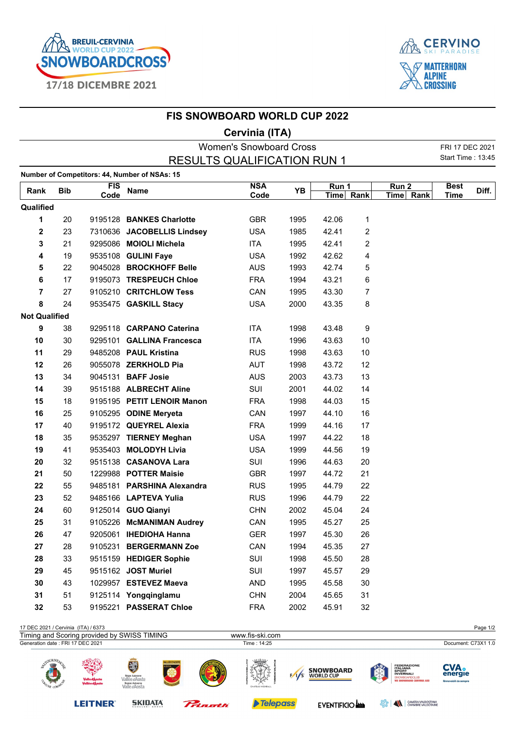# FIS SNOWBOARD WORLD CUP 2022

## Cervinia (ITA)

Women's Snowboard Cross

FRI 17 DEC 2021
Start Time : 13:45

## RESULTS QUALIFICATION RUN 1

**Number of Competitors: 44, Number of NSAs: 15**

| Rank | Bib | FIS Code | Name | NSA Code | YB | Run 1 Time | Run 1 Rank | Run 2 Time | Run 2 Rank | Best Time | Diff. |
|---|---|---|---|---|---|---|---|---|---|---|---|
| **Qualified** | | | | | | | | | | | |
| **1** | 20 | 9195128 | **BANKES Charlotte** | GBR | 1995 | 42.06 | 1 | | | | |
| **2** | 23 | 7310636 | **JACOBELLIS Lindsey** | USA | 1985 | 42.41 | 2 | | | | |
| **3** | 21 | 9295086 | **MOIOLI Michela** | ITA | 1995 | 42.41 | 2 | | | | |
| **4** | 19 | 9535108 | **GULINI Faye** | USA | 1992 | 42.62 | 4 | | | | |
| **5** | 22 | 9045028 | **BROCKHOFF Belle** | AUS | 1993 | 42.74 | 5 | | | | |
| **6** | 17 | 9195073 | **TRESPEUCH Chloe** | FRA | 1994 | 43.21 | 6 | | | | |
| **7** | 27 | 9105210 | **CRITCHLOW Tess** | CAN | 1995 | 43.30 | 7 | | | | |
| **8** | 24 | 9535475 | **GASKILL Stacy** | USA | 2000 | 43.35 | 8 | | | | |
| **Not Qualified** | | | | | | | | | | | |
| **9** | 38 | 9295118 | **CARPANO Caterina** | ITA | 1998 | 43.48 | 9 | | | | |
| **10** | 30 | 9295101 | **GALLINA Francesca** | ITA | 1996 | 43.63 | 10 | | | | |
| **11** | 29 | 9485208 | **PAUL Kristina** | RUS | 1998 | 43.63 | 10 | | | | |
| **12** | 26 | 9055078 | **ZERKHOLD Pia** | AUT | 1998 | 43.72 | 12 | | | | |
| **13** | 34 | 9045131 | **BAFF Josie** | AUS | 2003 | 43.73 | 13 | | | | |
| **14** | 39 | 9515188 | **ALBRECHT Aline** | SUI | 2001 | 44.02 | 14 | | | | |
| **15** | 18 | 9195195 | **PETIT LENOIR Manon** | FRA | 1998 | 44.03 | 15 | | | | |
| **16** | 25 | 9105295 | **ODINE Meryeta** | CAN | 1997 | 44.10 | 16 | | | | |
| **17** | 40 | 9195172 | **QUEYREL Alexia** | FRA | 1999 | 44.16 | 17 | | | | |
| **18** | 35 | 9535297 | **TIERNEY Meghan** | USA | 1997 | 44.22 | 18 | | | | |
| **19** | 41 | 9535403 | **MOLODYH Livia** | USA | 1999 | 44.56 | 19 | | | | |
| **20** | 32 | 9515138 | **CASANOVA Lara** | SUI | 1996 | 44.63 | 20 | | | | |
| **21** | 50 | 1229988 | **POTTER Maisie** | GBR | 1997 | 44.72 | 21 | | | | |
| **22** | 55 | 9485181 | **PARSHINA Alexandra** | RUS | 1995 | 44.79 | 22 | | | | |
| **23** | 52 | 9485166 | **LAPTEVA Yulia** | RUS | 1996 | 44.79 | 22 | | | | |
| **24** | 60 | 9125014 | **GUO Qianyi** | CHN | 2002 | 45.04 | 24 | | | | |
| **25** | 31 | 9105226 | **McMANIMAN Audrey** | CAN | 1995 | 45.27 | 25 | | | | |
| **26** | 47 | 9205061 | **IHEDIOHA Hanna** | GER | 1997 | 45.30 | 26 | | | | |
| **27** | 28 | 9105231 | **BERGERMANN Zoe** | CAN | 1994 | 45.35 | 27 | | | | |
| **28** | 33 | 9515159 | **HEDIGER Sophie** | SUI | 1998 | 45.50 | 28 | | | | |
| **29** | 45 | 9515162 | **JOST Muriel** | SUI | 1997 | 45.57 | 29 | | | | |
| **30** | 43 | 1029957 | **ESTEVEZ Maeva** | AND | 1995 | 45.58 | 30 | | | | |
| **31** | 51 | 9125114 | **Yongqinglamu** | CHN | 2004 | 45.65 | 31 | | | | |
| **32** | 53 | 9195221 | **PASSERAT Chloe** | FRA | 2002 | 45.91 | 32 | | | | |

17 DEC 2021 / Cervinia (ITA) / 6373
Timing and Scoring provided by SWISS TIMING — www.fis-ski.com
Generation date : FRI 17 DEC 2021 — Time : 14:25 — Document: C73X1 1.0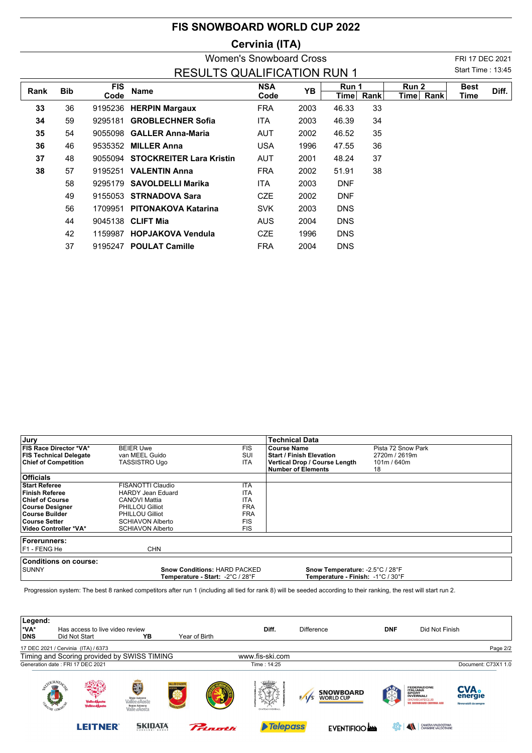# FIS SNOWBOARD WORLD CUP 2022

## Cervinia (ITA)

### Women's Snowboard Cross

FRI 17 DEC 2021

### RESULTS QUALIFICATION RUN 1

Start Time : 13:45

| Rank | Bib | FIS Code | Name | NSA Code | YB | Run 1 Time | Run 1 Rank | Run 2 Time | Run 2 Rank | Best Time | Diff. |
|---|---|---|---|---|---|---|---|---|---|---|---|
| **33** | 36 | 9195236 | **HERPIN Margaux** | FRA | 2003 | 46.33 | 33 | | | | |
| **34** | 59 | 9295181 | **GROBLECHNER Sofia** | ITA | 2003 | 46.39 | 34 | | | | |
| **35** | 54 | 9055098 | **GALLER Anna-Maria** | AUT | 2002 | 46.52 | 35 | | | | |
| **36** | 46 | 9535352 | **MILLER Anna** | USA | 1996 | 47.55 | 36 | | | | |
| **37** | 48 | 9055094 | **STOCKREITER Lara Kristin** | AUT | 2001 | 48.24 | 37 | | | | |
| **38** | 57 | 9195251 | **VALENTIN Anna** | FRA | 2002 | 51.91 | 38 | | | | |
| | 58 | 9295179 | **SAVOLDELLI Marika** | ITA | 2003 | DNF | | | | | |
| | 49 | 9155053 | **STRNADOVA Sara** | CZE | 2002 | DNF | | | | | |
| | 56 | 1709951 | **PITONAKOVA Katarina** | SVK | 2003 | DNS | | | | | |
| | 44 | 9045138 | **CLIFT Mia** | AUS | 2004 | DNS | | | | | |
| | 42 | 1159987 | **HOPJAKOVA Vendula** | CZE | 1996 | DNS | | | | | |
| | 37 | 9195247 | **POULAT Camille** | FRA | 2004 | DNS | | | | | |

| Jury | | |
|---|---|---|
| **FIS Race Director *VA*** | BEIER Uwe | FIS |
| **FIS Technical Delegate** | van MEEL Guido | SUI |
| **Chief of Competition** | TASSISTRO Ugo | ITA |

| Technical Data | |
|---|---|
| **Course Name** | Pista 72 Snow Park |
| **Start / Finish Elevation** | 2720m / 2619m |
| **Vertical Drop / Course Length** | 101m / 640m |
| **Number of Elements** | 18 |

| Officials | | |
|---|---|---|
| **Start Referee** | FISANOTTI Claudio | ITA |
| **Finish Referee** | HARDY Jean Eduard | ITA |
| **Chief of Course** | CANOVI Mattia | ITA |
| **Course Designer** | PHILLOU Gilliot | FRA |
| **Course Builder** | PHILLOU Gilliot | FRA |
| **Course Setter** | SCHIAVON Alberto | FIS |
| **Video Controller *VA*** | SCHIAVON Alberto | FIS |

**Forerunners:**
F1 - FENG He — CHN

**Conditions on course:**
SUNNY
**Snow Conditions:** HARD PACKED
**Snow Temperature:** -2.5°C / 28°F
**Temperature - Start:** -2°C / 28°F
**Temperature - Finish:** -1°C / 30°F

Progression system: The best 8 ranked competitors after run 1 (including all tied for rank 8) will be seeded according to their ranking, the rest will start run 2.

**Legend:**
*VA* Has access to live video review
**DNS** Did Not Start
**YB** Year of Birth
**Diff.** Difference
**DNF** Did Not Finish

17 DEC 2021 / Cervinia (ITA) / 6373
Timing and Scoring provided by SWISS TIMING
www.fis-ski.com
Generation date : FRI 17 DEC 2021 — Time : 14:25 — Document: C73X1 1.0